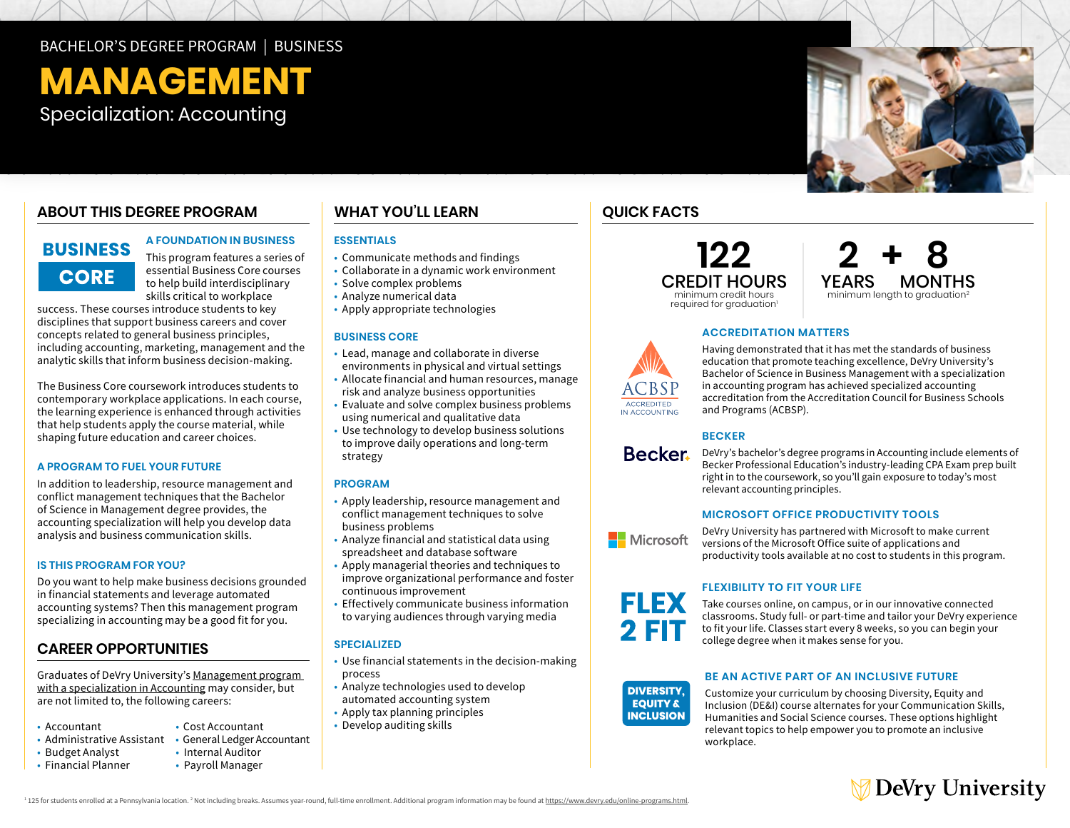BACHELOR'S DEGREE PROGRAM | BUSINESS

# MANAGEMENT

Specialization: Accounting

## ABOUT THIS DEGREE PROGRAM

**BUSINESS CORE**

### A FOUNDATION IN BUSINESS

This program features a series of essential Business Core courses to help build interdisciplinary skills critical to workplace success. These courses introduce students to key disciplines that support business careers and cover concepts related to general business principles, including accounting, marketing, management and the analytic skills that inform business decision-making.

The Business Core coursework introduces students to contemporary workplace applications. In each course, the learning experience is enhanced through activities that help students apply the course material, while shaping future education and career choices.

### A PROGRAM TO FUEL YOUR FUTURE

In addition to leadership, resource management and conflict management techniques that the Bachelor of Science in Management degree provides, the accounting specialization will help you develop data analysis and business communication skills.

### IS THIS PROGRAM FOR YOU?

Do you want to help make business decisions grounded in financial statements and leverage automated accounting systems? Then this management program specializing in accounting may be a good fit for you.

## CAREER OPPORTUNITIES

Graduates of DeVry University's Management program with a specialization in Accounting may consider, but are not limited to, the following careers:

- Accountant
- Administrative Assistant
- Budget Analyst
- Financial Planner
- Cost Accountant
- General Ledger Accountant
- Internal Auditor
- Payroll Manager

## WHAT YOU'LL LEARN

### ESSENTIALS

- Communicate methods and findings
- Collaborate in a dynamic work environment
- Solve complex problems
- Analyze numerical data
- Apply appropriate technologies

### BUSINESS CORE

- Lead, manage and collaborate in diverse environments in physical and virtual settings
- Allocate financial and human resources, manage risk and analyze business opportunities
- Evaluate and solve complex business problems using numerical and qualitative data
- Use technology to develop business solutions to improve daily operations and long-term strategy

### PROGRAM

- Apply leadership, resource management and conflict management techniques to solve business problems
- Analyze financial and statistical data using spreadsheet and database software
- Apply managerial theories and techniques to improve organizational performance and foster continuous improvement
- Effectively communicate business information to varying audiences through varying media

### SPECIALIZED

- Use financial statements in the decision-making process
- Analyze technologies used to develop automated accounting system
- Apply tax planning principles
- Develop auditing skills

## QUICK FACTS

**122 CREDIT HOURS**
minimum credit hours required for graduation[1]

**2 YEARS + 8 MONTHS**
minimum length to graduation[2]

### ACCREDITATION MATTERS

ACBSP ACCREDITED IN ACCOUNTING

Having demonstrated that it has met the standards of business education that promote teaching excellence, DeVry University's Bachelor of Science in Business Management with a specialization in accounting program has achieved specialized accounting accreditation from the Accreditation Council for Business Schools and Programs (ACBSP).

### BECKER

DeVry's bachelor's degree programs in Accounting include elements of Becker Professional Education's industry-leading CPA Exam prep built right in to the coursework, so you'll gain exposure to today's most relevant accounting principles.

### MICROSOFT OFFICE PRODUCTIVITY TOOLS

DeVry University has partnered with Microsoft to make current versions of the Microsoft Office suite of applications and productivity tools available at no cost to students in this program.

### FLEXIBILITY TO FIT YOUR LIFE

**FLEX 2 FIT**

Take courses online, on campus, or in our innovative connected classrooms. Study full- or part-time and tailor your DeVry experience to fit your life. Classes start every 8 weeks, so you can begin your college degree when it makes sense for you.

### BE AN ACTIVE PART OF AN INCLUSIVE FUTURE

**DIVERSITY, EQUITY & INCLUSION**

Customize your curriculum by choosing Diversity, Equity and Inclusion (DE&I) course alternates for your Communication Skills, Humanities and Social Science courses. These options highlight relevant topics to help empower you to promote an inclusive workplace.

DeVry University

[1] 125 for students enrolled at a Pennsylvania location. [2] Not including breaks. Assumes year-round, full-time enrollment. Additional program information may be found at https://www.devry.edu/online-programs.html.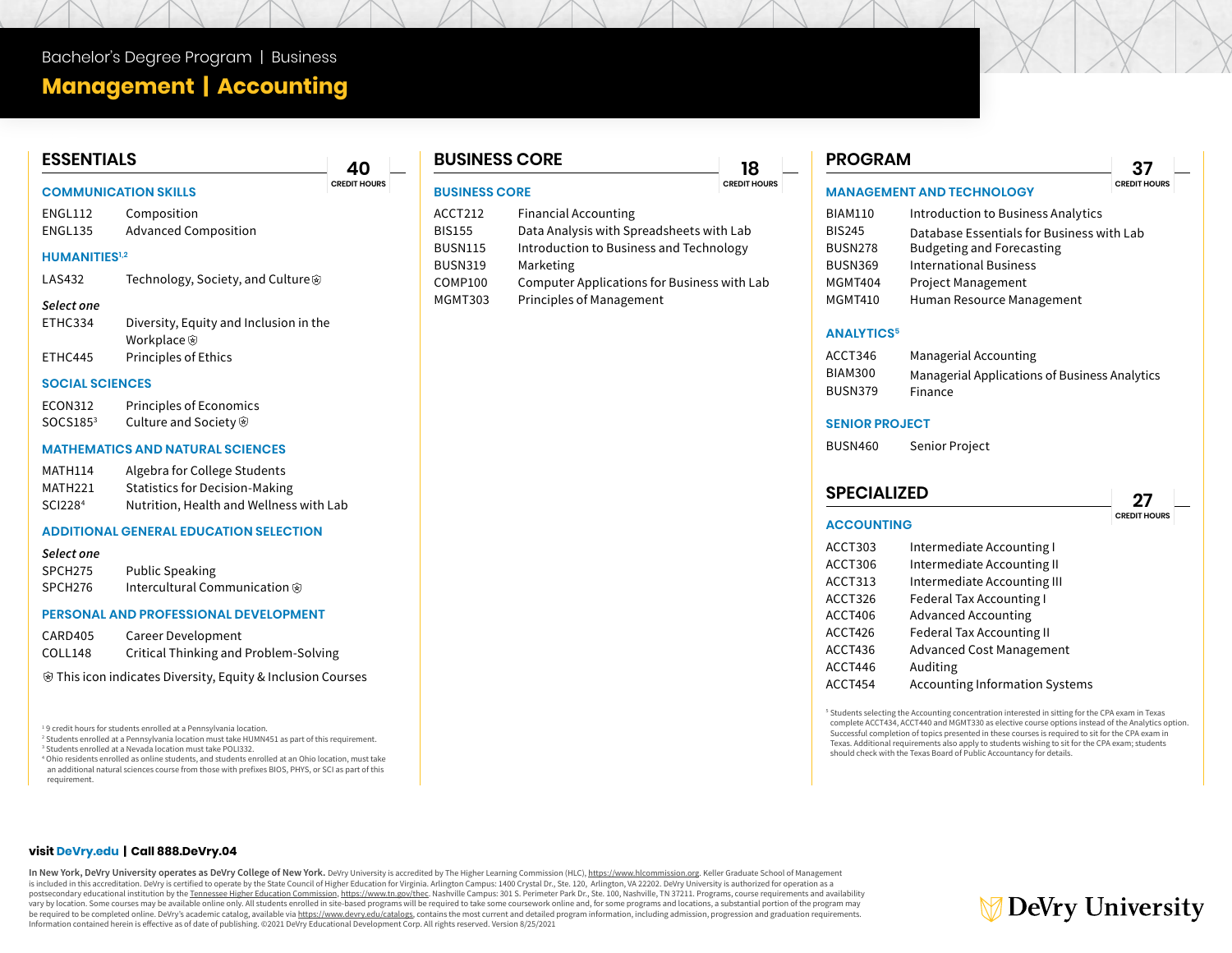Bachelor's Degree Program | Business

# Management | Accounting

## ESSENTIALS

**40** CREDIT HOURS

### COMMUNICATION SKILLS

| | |
|---|---|
| ENGL112 | Composition |
| ENGL135 | Advanced Composition |

### HUMANITIES[1,2]

| | |
|---|---|
| LAS432 | Technology, Society, and Culture ⊛ |

*Select one*

| | |
|---|---|
| ETHC334 | Diversity, Equity and Inclusion in the Workplace ⊛ |
| ETHC445 | Principles of Ethics |

### SOCIAL SCIENCES

| | |
|---|---|
| ECON312 | Principles of Economics |
| SOCS185[3] | Culture and Society ⊛ |

### MATHEMATICS AND NATURAL SCIENCES

| | |
|---|---|
| MATH114 | Algebra for College Students |
| MATH221 | Statistics for Decision-Making |
| SCI228[4] | Nutrition, Health and Wellness with Lab |

### ADDITIONAL GENERAL EDUCATION SELECTION

*Select one*

| | |
|---|---|
| SPCH275 | Public Speaking |
| SPCH276 | Intercultural Communication ⊛ |

### PERSONAL AND PROFESSIONAL DEVELOPMENT

| | |
|---|---|
| CARD405 | Career Development |
| COLL148 | Critical Thinking and Problem-Solving |

⊛ This icon indicates Diversity, Equity & Inclusion Courses

[1] 9 credit hours for students enrolled at a Pennsylvania location.
[2] Students enrolled at a Pennsylvania location must take HUMN451 as part of this requirement.
[3] Students enrolled at a Nevada location must take POLI332.
[4] Ohio residents enrolled as online students, and students enrolled at an Ohio location, must take an additional natural sciences course from those with prefixes BIOS, PHYS, or SCI as part of this requirement.

## BUSINESS CORE

**18** CREDIT HOURS

### BUSINESS CORE

| | |
|---|---|
| ACCT212 | Financial Accounting |
| BIS155 | Data Analysis with Spreadsheets with Lab |
| BUSN115 | Introduction to Business and Technology |
| BUSN319 | Marketing |
| COMP100 | Computer Applications for Business with Lab |
| MGMT303 | Principles of Management |

## PROGRAM

**37** CREDIT HOURS

### MANAGEMENT AND TECHNOLOGY

| | |
|---|---|
| BIAM110 | Introduction to Business Analytics |
| BIS245 | Database Essentials for Business with Lab |
| BUSN278 | Budgeting and Forecasting |
| BUSN369 | International Business |
| MGMT404 | Project Management |
| MGMT410 | Human Resource Management |

### ANALYTICS[5]

| | |
|---|---|
| ACCT346 | Managerial Accounting |
| BIAM300 | Managerial Applications of Business Analytics |
| BUSN379 | Finance |

### SENIOR PROJECT

| | |
|---|---|
| BUSN460 | Senior Project |

## SPECIALIZED

**27** CREDIT HOURS

### ACCOUNTING

| | |
|---|---|
| ACCT303 | Intermediate Accounting I |
| ACCT306 | Intermediate Accounting II |
| ACCT313 | Intermediate Accounting III |
| ACCT326 | Federal Tax Accounting I |
| ACCT406 | Advanced Accounting |
| ACCT426 | Federal Tax Accounting II |
| ACCT436 | Advanced Cost Management |
| ACCT446 | Auditing |
| ACCT454 | Accounting Information Systems |

[5] Students selecting the Accounting concentration interested in sitting for the CPA exam in Texas complete ACCT434, ACCT440 and MGMT330 as elective course options instead of the Analytics option. Successful completion of topics presented in these courses is required to sit for the CPA exam in Texas. Additional requirements also apply to students wishing to sit for the CPA exam; students should check with the Texas Board of Public Accountancy for details.

**visit DeVry.edu | Call 888.DeVry.04**

**In New York, DeVry University operates as DeVry College of New York.** DeVry University is accredited by The Higher Learning Commission (HLC), https://www.hlcommission.org. Keller Graduate School of Management is included in this accreditation. DeVry is certified to operate by the State Council of Higher Education for Virginia. Arlington Campus: 1400 Crystal Dr., Ste. 120, Arlington, VA 22202. DeVry University is authorized for operation as a postsecondary educational institution by the Tennessee Higher Education Commission, https://www.tn.gov/thec. Nashville Campus: 301 S. Perimeter Park Dr., Ste. 100, Nashville, TN 37211. Programs, course requirements and availability vary by location. Some courses may be available online only. All students enrolled in site-based programs will be required to take some coursework online and, for some programs and locations, a substantial portion of the program may be required to be completed online. DeVry's academic catalog, available via https://www.devry.edu/catalogs, contains the most current and detailed program information, including admission, progression and graduation requirements. Information contained herein is effective as of date of publishing. ©2021 DeVry Educational Development Corp. All rights reserved. Version 8/25/2021

DeVry University